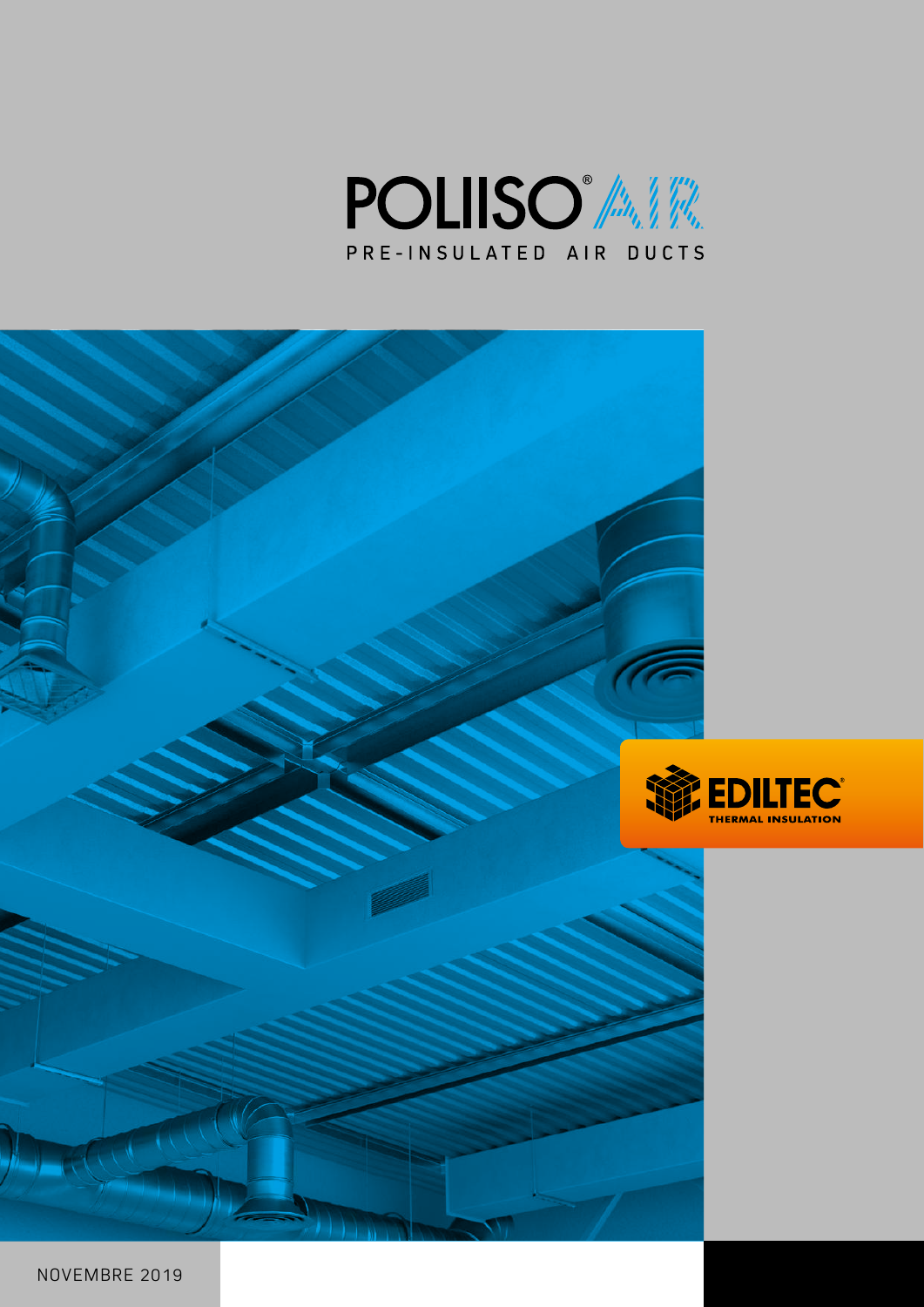# POLIISO® AIR

PRE-INSULATED AIR DUCTS

EDILTEC®
THERMAL INSULATION

NOVEMBRE 2019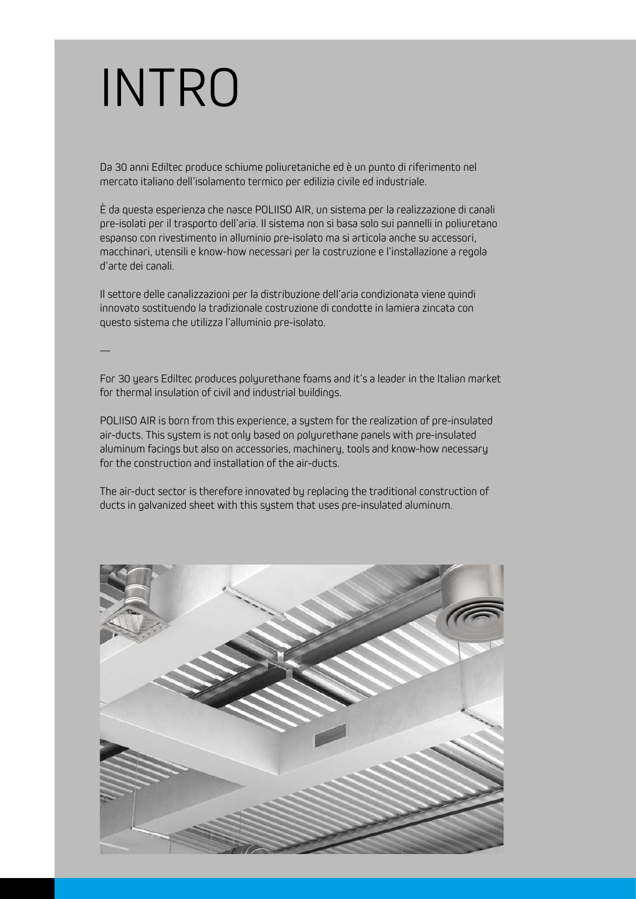# INTRO

Da 30 anni Ediltec produce schiume poliuretaniche ed è un punto di riferimento nel mercato italiano dell'isolamento termico per edilizia civile ed industriale.

È da questa esperienza che nasce POLIISO AIR, un sistema per la realizzazione di canali pre-isolati per il trasporto dell'aria. Il sistema non si basa solo sui pannelli in poliuretano espanso con rivestimento in alluminio pre-isolato ma si articola anche su accessori, macchinari, utensili e know-how necessari per la costruzione e l'installazione a regola d'arte dei canali.

Il settore delle canalizzazioni per la distribuzione dell'aria condizionata viene quindi innovato sostituendo la tradizionale costruzione di condotte in lamiera zincata con questo sistema che utilizza l'alluminio pre-isolato.

—

For 30 years Ediltec produces polyurethane foams and it's a leader in the Italian market for thermal insulation of civil and industrial buildings.

POLIISO AIR is born from this experience, a system for the realization of pre-insulated air-ducts. This system is not only based on polyurethane panels with pre-insulated aluminum facings but also on accessories, machinery, tools and know-how necessary for the construction and installation of the air-ducts.

The air-duct sector is therefore innovated by replacing the traditional construction of ducts in galvanized sheet with this system that uses pre-insulated aluminum.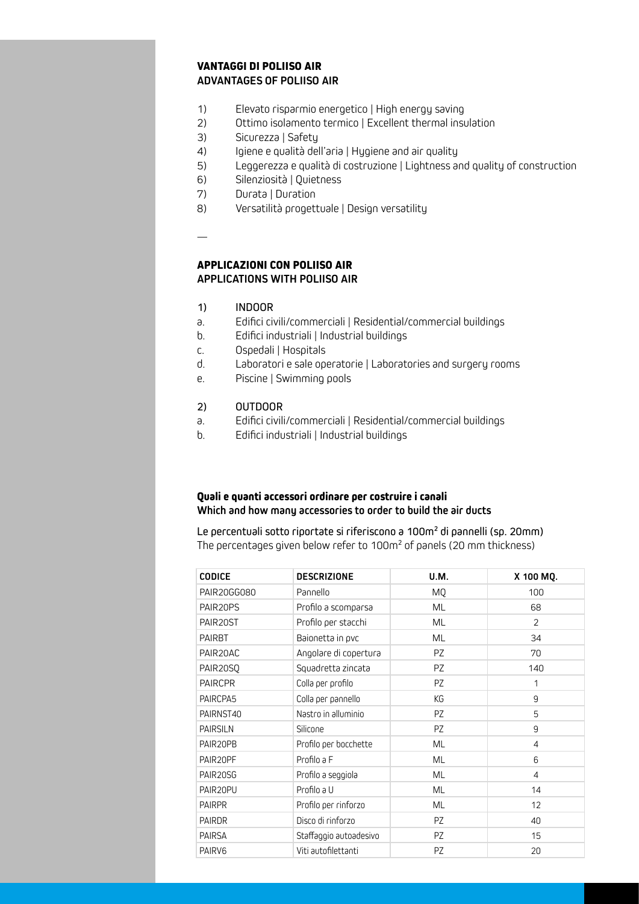## VANTAGGI DI POLIISO AIR
## ADVANTAGES OF POLIISO AIR

1) Elevato risparmio energetico | High energy saving
2) Ottimo isolamento termico | Excellent thermal insulation
3) Sicurezza | Safety
4) Igiene e qualità dell'aria | Hygiene and air quality
5) Leggerezza e qualità di costruzione | Lightness and quality of construction
6) Silenziosità | Quietness
7) Durata | Duration
8) Versatilità progettuale | Design versatility

—

## APPLICAZIONI CON POLIISO AIR
## APPLICATIONS WITH POLIISO AIR

1) INDOOR
   a. Edifici civili/commerciali | Residential/commercial buildings
   b. Edifici industriali | Industrial buildings
   c. Ospedali | Hospitals
   d. Laboratori e sale operatorie | Laboratories and surgery rooms
   e. Piscine | Swimming pools

2) OUTDOOR
   a. Edifici civili/commerciali | Residential/commercial buildings
   b. Edifici industriali | Industrial buildings

### Quali e quanti accessori ordinare per costruire i canali
### Which and how many accessories to order to build the air ducts

Le percentuali sotto riportate si riferiscono a 100m² di pannelli (sp. 20mm)
The percentages given below refer to 100m² of panels (20 mm thickness)

| CODICE | DESCRIZIONE | U.M. | X 100 MQ. |
|---|---|---|---|
| PAIR20GG080 | Pannello | MQ | 100 |
| PAIR20PS | Profilo a scomparsa | ML | 68 |
| PAIR20ST | Profilo per stacchi | ML | 2 |
| PAIRBT | Baionetta in pvc | ML | 34 |
| PAIR20AC | Angolare di copertura | PZ | 70 |
| PAIR20SQ | Squadretta zincata | PZ | 140 |
| PAIRCPR | Colla per profilo | PZ | 1 |
| PAIRCPA5 | Colla per pannello | KG | 9 |
| PAIRNST40 | Nastro in alluminio | PZ | 5 |
| PAIRSILN | Silicone | PZ | 9 |
| PAIR20PB | Profilo per bocchette | ML | 4 |
| PAIR20PF | Profilo a F | ML | 6 |
| PAIR20SG | Profilo a seggiola | ML | 4 |
| PAIR20PU | Profilo a U | ML | 14 |
| PAIRPR | Profilo per rinforzo | ML | 12 |
| PAIRDR | Disco di rinforzo | PZ | 40 |
| PAIRSA | Staffaggio autoadesivo | PZ | 15 |
| PAIRV6 | Viti autofilettanti | PZ | 20 |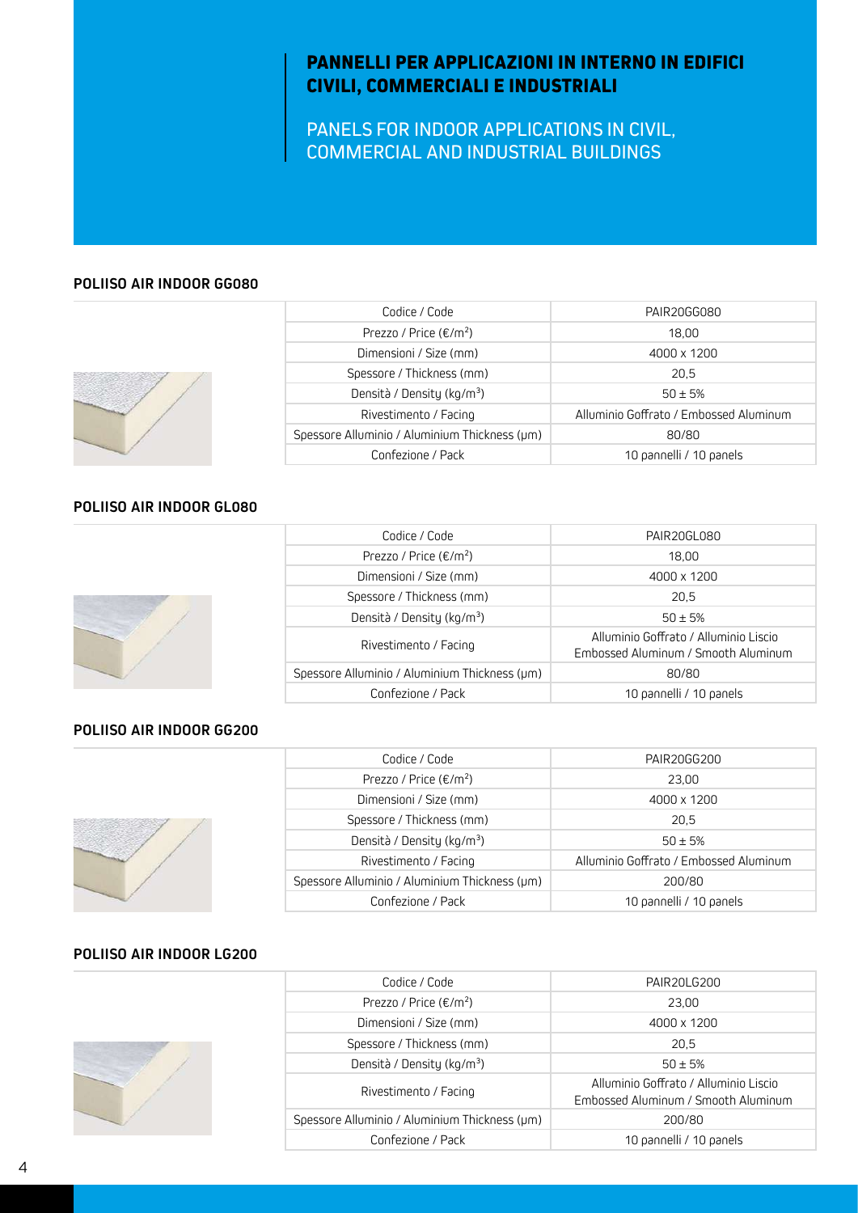# PANNELLI PER APPLICAZIONI IN INTERNO IN EDIFICI CIVILI, COMMERCIALI E INDUSTRIALI

PANELS FOR INDOOR APPLICATIONS IN CIVIL, COMMERCIAL AND INDUSTRIAL BUILDINGS

### POLIISO AIR INDOOR GG080

| Codice / Code | PAIR20GG080 |
|---|---|
| Prezzo / Price (€/m²) | 18,00 |
| Dimensioni / Size (mm) | 4000 x 1200 |
| Spessore / Thickness (mm) | 20,5 |
| Densità / Density (kg/m³) | 50 ± 5% |
| Rivestimento / Facing | Alluminio Goffrato / Embossed Aluminum |
| Spessore Alluminio / Aluminium Thickness (µm) | 80/80 |
| Confezione / Pack | 10 pannelli / 10 panels |

### POLIISO AIR INDOOR GL080

| Codice / Code | PAIR20GL080 |
|---|---|
| Prezzo / Price (€/m²) | 18,00 |
| Dimensioni / Size (mm) | 4000 x 1200 |
| Spessore / Thickness (mm) | 20,5 |
| Densità / Density (kg/m³) | 50 ± 5% |
| Rivestimento / Facing | Alluminio Goffrato / Alluminio Liscio Embossed Aluminum / Smooth Aluminum |
| Spessore Alluminio / Aluminium Thickness (µm) | 80/80 |
| Confezione / Pack | 10 pannelli / 10 panels |

### POLIISO AIR INDOOR GG200

| Codice / Code | PAIR20GG200 |
|---|---|
| Prezzo / Price (€/m²) | 23,00 |
| Dimensioni / Size (mm) | 4000 x 1200 |
| Spessore / Thickness (mm) | 20,5 |
| Densità / Density (kg/m³) | 50 ± 5% |
| Rivestimento / Facing | Alluminio Goffrato / Embossed Aluminum |
| Spessore Alluminio / Aluminium Thickness (µm) | 200/80 |
| Confezione / Pack | 10 pannelli / 10 panels |

### POLIISO AIR INDOOR LG200

| Codice / Code | PAIR20LG200 |
|---|---|
| Prezzo / Price (€/m²) | 23,00 |
| Dimensioni / Size (mm) | 4000 x 1200 |
| Spessore / Thickness (mm) | 20,5 |
| Densità / Density (kg/m³) | 50 ± 5% |
| Rivestimento / Facing | Alluminio Goffrato / Alluminio Liscio Embossed Aluminum / Smooth Aluminum |
| Spessore Alluminio / Aluminium Thickness (µm) | 200/80 |
| Confezione / Pack | 10 pannelli / 10 panels |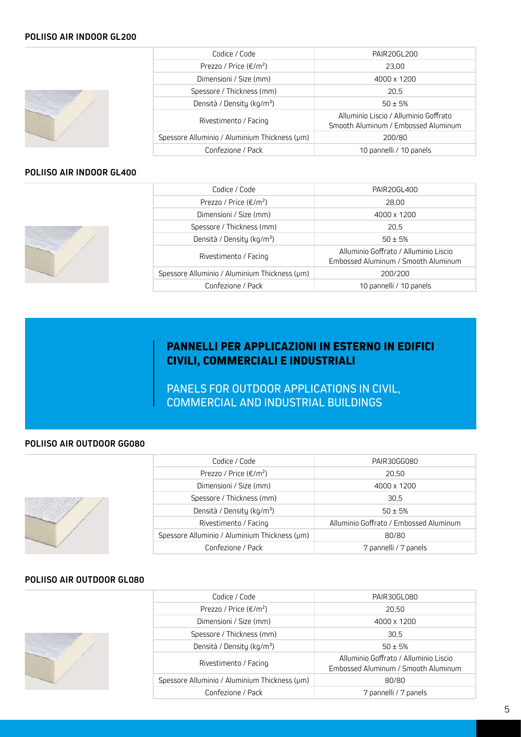### POLIISO AIR INDOOR GL200

| Codice / Code | PAIR20GL200 |
|---|---|
| Prezzo / Price (€/m²) | 23,00 |
| Dimensioni / Size (mm) | 4000 x 1200 |
| Spessore / Thickness (mm) | 20,5 |
| Densità / Density (kg/m³) | 50 ± 5% |
| Rivestimento / Facing | Alluminio Liscio / Alluminio Goffrato Smooth Aluminum / Embossed Aluminum |
| Spessore Alluminio / Aluminium Thickness (μm) | 200/80 |
| Confezione / Pack | 10 pannelli / 10 panels |

### POLIISO AIR INDOOR GL400

| Codice / Code | PAIR20GL400 |
|---|---|
| Prezzo / Price (€/m²) | 28,00 |
| Dimensioni / Size (mm) | 4000 x 1200 |
| Spessore / Thickness (mm) | 20,5 |
| Densità / Density (kg/m³) | 50 ± 5% |
| Rivestimento / Facing | Alluminio Goffrato / Alluminio Liscio Embossed Aluminum / Smooth Aluminum |
| Spessore Alluminio / Aluminium Thickness (μm) | 200/200 |
| Confezione / Pack | 10 pannelli / 10 panels |

## PANNELLI PER APPLICAZIONI IN ESTERNO IN EDIFICI CIVILI, COMMERCIALI E INDUSTRIALI

PANELS FOR OUTDOOR APPLICATIONS IN CIVIL, COMMERCIAL AND INDUSTRIAL BUILDINGS

### POLIISO AIR OUTDOOR GG080

| Codice / Code | PAIR30GG080 |
|---|---|
| Prezzo / Price (€/m²) | 20,50 |
| Dimensioni / Size (mm) | 4000 x 1200 |
| Spessore / Thickness (mm) | 30,5 |
| Densità / Density (kg/m³) | 50 ± 5% |
| Rivestimento / Facing | Alluminio Goffrato / Embossed Aluminum |
| Spessore Alluminio / Aluminium Thickness (μm) | 80/80 |
| Confezione / Pack | 7 pannelli / 7 panels |

### POLIISO AIR OUTDOOR GL080

| Codice / Code | PAIR30GL080 |
|---|---|
| Prezzo / Price (€/m²) | 20,50 |
| Dimensioni / Size (mm) | 4000 x 1200 |
| Spessore / Thickness (mm) | 30,5 |
| Densità / Density (kg/m³) | 50 ± 5% |
| Rivestimento / Facing | Alluminio Goffrato / Alluminio Liscio Embossed Aluminum / Smooth Aluminum |
| Spessore Alluminio / Aluminium Thickness (μm) | 80/80 |
| Confezione / Pack | 7 pannelli / 7 panels |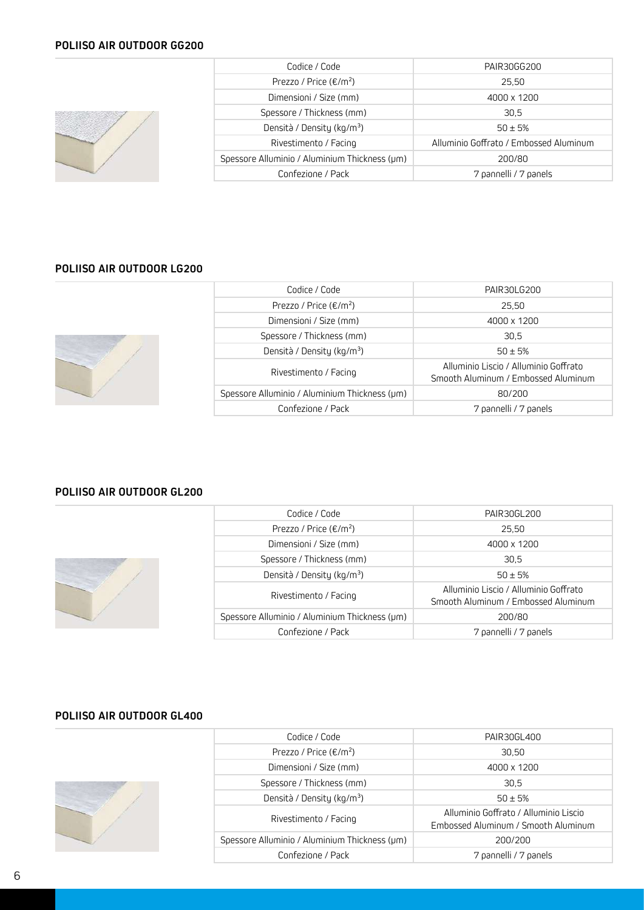### POLIISO AIR OUTDOOR GG200

| Codice / Code | PAIR30GG200 |
|---|---|
| Prezzo / Price (€/m²) | 25,50 |
| Dimensioni / Size (mm) | 4000 x 1200 |
| Spessore / Thickness (mm) | 30,5 |
| Densità / Density (kg/m³) | 50 ± 5% |
| Rivestimento / Facing | Alluminio Goffrato / Embossed Aluminum |
| Spessore Alluminio / Aluminium Thickness (μm) | 200/80 |
| Confezione / Pack | 7 pannelli / 7 panels |

### POLIISO AIR OUTDOOR LG200

| Codice / Code | PAIR30LG200 |
|---|---|
| Prezzo / Price (€/m²) | 25,50 |
| Dimensioni / Size (mm) | 4000 x 1200 |
| Spessore / Thickness (mm) | 30,5 |
| Densità / Density (kg/m³) | 50 ± 5% |
| Rivestimento / Facing | Alluminio Liscio / Alluminio Goffrato Smooth Aluminum / Embossed Aluminum |
| Spessore Alluminio / Aluminium Thickness (μm) | 80/200 |
| Confezione / Pack | 7 pannelli / 7 panels |

### POLIISO AIR OUTDOOR GL200

| Codice / Code | PAIR30GL200 |
|---|---|
| Prezzo / Price (€/m²) | 25,50 |
| Dimensioni / Size (mm) | 4000 x 1200 |
| Spessore / Thickness (mm) | 30,5 |
| Densità / Density (kg/m³) | 50 ± 5% |
| Rivestimento / Facing | Alluminio Liscio / Alluminio Goffrato Smooth Aluminum / Embossed Aluminum |
| Spessore Alluminio / Aluminium Thickness (μm) | 200/80 |
| Confezione / Pack | 7 pannelli / 7 panels |

### POLIISO AIR OUTDOOR GL400

| Codice / Code | PAIR30GL400 |
|---|---|
| Prezzo / Price (€/m²) | 30,50 |
| Dimensioni / Size (mm) | 4000 x 1200 |
| Spessore / Thickness (mm) | 30,5 |
| Densità / Density (kg/m³) | 50 ± 5% |
| Rivestimento / Facing | Alluminio Goffrato / Alluminio Liscio Embossed Aluminum / Smooth Aluminum |
| Spessore Alluminio / Aluminium Thickness (μm) | 200/200 |
| Confezione / Pack | 7 pannelli / 7 panels |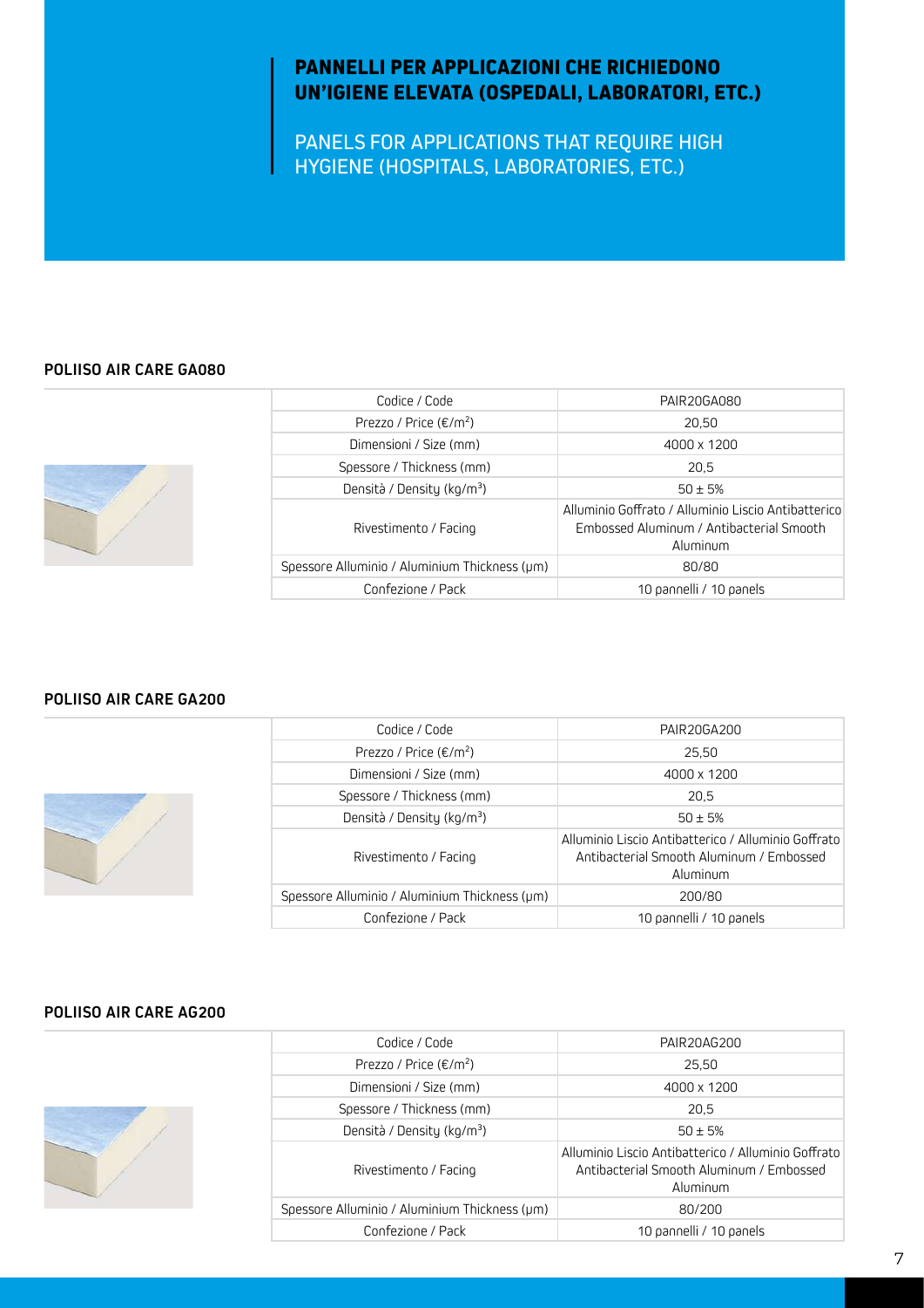# PANNELLI PER APPLICAZIONI CHE RICHIEDONO UN'IGIENE ELEVATA (OSPEDALI, LABORATORI, ETC.)

PANELS FOR APPLICATIONS THAT REQUIRE HIGH HYGIENE (HOSPITALS, LABORATORIES, ETC.)

## POLIISO AIR CARE GA080

| Codice / Code | PAIR20GA080 |
|---|---|
| Prezzo / Price (€/m²) | 20,50 |
| Dimensioni / Size (mm) | 4000 x 1200 |
| Spessore / Thickness (mm) | 20,5 |
| Densità / Density (kg/m³) | 50 ± 5% |
| Rivestimento / Facing | Alluminio Goffrato / Alluminio Liscio Antibatterico Embossed Aluminum / Antibacterial Smooth Aluminum |
| Spessore Alluminio / Aluminium Thickness (μm) | 80/80 |
| Confezione / Pack | 10 pannelli / 10 panels |

## POLIISO AIR CARE GA200

| Codice / Code | PAIR20GA200 |
|---|---|
| Prezzo / Price (€/m²) | 25,50 |
| Dimensioni / Size (mm) | 4000 x 1200 |
| Spessore / Thickness (mm) | 20,5 |
| Densità / Density (kg/m³) | 50 ± 5% |
| Rivestimento / Facing | Alluminio Liscio Antibatterico / Alluminio Goffrato Antibacterial Smooth Aluminum / Embossed Aluminum |
| Spessore Alluminio / Aluminium Thickness (μm) | 200/80 |
| Confezione / Pack | 10 pannelli / 10 panels |

## POLIISO AIR CARE AG200

| Codice / Code | PAIR20AG200 |
|---|---|
| Prezzo / Price (€/m²) | 25,50 |
| Dimensioni / Size (mm) | 4000 x 1200 |
| Spessore / Thickness (mm) | 20,5 |
| Densità / Density (kg/m³) | 50 ± 5% |
| Rivestimento / Facing | Alluminio Liscio Antibatterico / Alluminio Goffrato Antibacterial Smooth Aluminum / Embossed Aluminum |
| Spessore Alluminio / Aluminium Thickness (μm) | 80/200 |
| Confezione / Pack | 10 pannelli / 10 panels |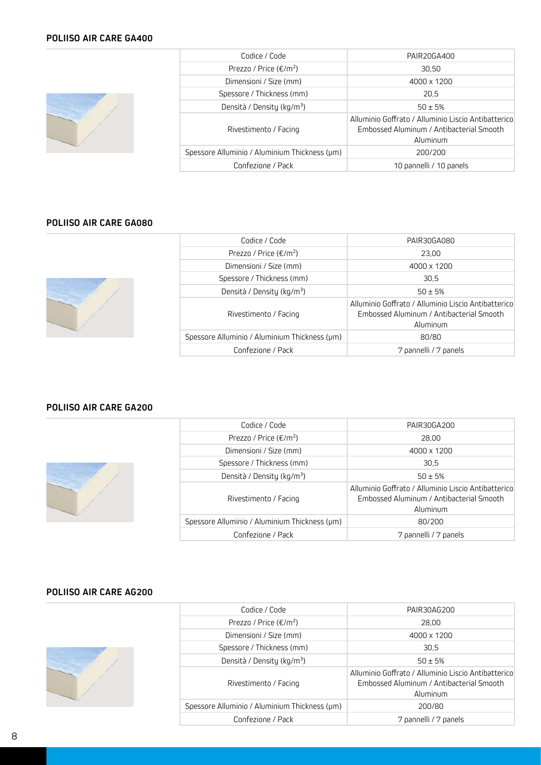#### POLIISO AIR CARE GA400

| Codice / Code | PAIR20GA400 |
|---|---|
| Prezzo / Price (€/m$^2$) | 30,50 |
| Dimensioni / Size (mm) | 4000 x 1200 |
| Spessore / Thickness (mm) | 20,5 |
| Densità / Density (kg/m$^3$) | 50 ± 5% |
| Rivestimento / Facing | Alluminio Goffrato / Alluminio Liscio Antibatterico Embossed Aluminum / Antibacterial Smooth Aluminum |
| Spessore Alluminio / Aluminium Thickness (μm) | 200/200 |
| Confezione / Pack | 10 pannelli / 10 panels |

#### POLIISO AIR CARE GA080

| Codice / Code | PAIR30GA080 |
|---|---|
| Prezzo / Price (€/m$^2$) | 23,00 |
| Dimensioni / Size (mm) | 4000 x 1200 |
| Spessore / Thickness (mm) | 30,5 |
| Densità / Density (kg/m$^3$) | 50 ± 5% |
| Rivestimento / Facing | Alluminio Goffrato / Alluminio Liscio Antibatterico Embossed Aluminum / Antibacterial Smooth Aluminum |
| Spessore Alluminio / Aluminium Thickness (μm) | 80/80 |
| Confezione / Pack | 7 pannelli / 7 panels |

#### POLIISO AIR CARE GA200

| Codice / Code | PAIR30GA200 |
|---|---|
| Prezzo / Price (€/m$^2$) | 28,00 |
| Dimensioni / Size (mm) | 4000 x 1200 |
| Spessore / Thickness (mm) | 30,5 |
| Densità / Density (kg/m$^3$) | 50 ± 5% |
| Rivestimento / Facing | Alluminio Goffrato / Alluminio Liscio Antibatterico Embossed Aluminum / Antibacterial Smooth Aluminum |
| Spessore Alluminio / Aluminium Thickness (μm) | 80/200 |
| Confezione / Pack | 7 pannelli / 7 panels |

#### POLIISO AIR CARE AG200

| Codice / Code | PAIR30AG200 |
|---|---|
| Prezzo / Price (€/m$^2$) | 28,00 |
| Dimensioni / Size (mm) | 4000 x 1200 |
| Spessore / Thickness (mm) | 30,5 |
| Densità / Density (kg/m$^3$) | 50 ± 5% |
| Rivestimento / Facing | Alluminio Goffrato / Alluminio Liscio Antibatterico Embossed Aluminum / Antibacterial Smooth Aluminum |
| Spessore Alluminio / Aluminium Thickness (μm) | 200/80 |
| Confezione / Pack | 7 pannelli / 7 panels |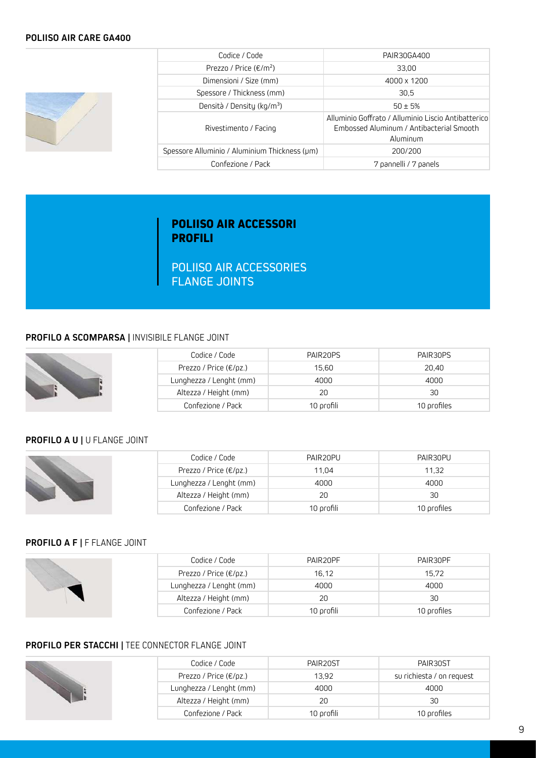**POLIISO AIR CARE GA400**

| Codice / Code | PAIR30GA400 |
|---|---|
| Prezzo / Price (€/m²) | 33,00 |
| Dimensioni / Size (mm) | 4000 x 1200 |
| Spessore / Thickness (mm) | 30,5 |
| Densità / Density (kg/m³) | 50 ± 5% |
| Rivestimento / Facing | Alluminio Goffrato / Alluminio Liscio Antibatterico Embossed Aluminum / Antibacterial Smooth Aluminum |
| Spessore Alluminio / Aluminium Thickness (μm) | 200/200 |
| Confezione / Pack | 7 pannelli / 7 panels |

## POLIISO AIR ACCESSORI PROFILI

## POLIISO AIR ACCESSORIES FLANGE JOINTS

**PROFILO A SCOMPARSA |** INVISIBILE FLANGE JOINT

| Codice / Code | PAIR20PS | PAIR30PS |
|---|---|---|
| Prezzo / Price (€/pz.) | 15,60 | 20,40 |
| Lunghezza / Lenght (mm) | 4000 | 4000 |
| Altezza / Height (mm) | 20 | 30 |
| Confezione / Pack | 10 profili | 10 profiles |

**PROFILO A U |** U FLANGE JOINT

| Codice / Code | PAIR20PU | PAIR30PU |
|---|---|---|
| Prezzo / Price (€/pz.) | 11,04 | 11,32 |
| Lunghezza / Lenght (mm) | 4000 | 4000 |
| Altezza / Height (mm) | 20 | 30 |
| Confezione / Pack | 10 profili | 10 profiles |

**PROFILO A F |** F FLANGE JOINT

| Codice / Code | PAIR20PF | PAIR30PF |
|---|---|---|
| Prezzo / Price (€/pz.) | 16,12 | 15,72 |
| Lunghezza / Lenght (mm) | 4000 | 4000 |
| Altezza / Height (mm) | 20 | 30 |
| Confezione / Pack | 10 profili | 10 profiles |

**PROFILO PER STACCHI |** TEE CONNECTOR FLANGE JOINT

| Codice / Code | PAIR20ST | PAIR30ST |
|---|---|---|
| Prezzo / Price (€/pz.) | 13,92 | su richiesta / on request |
| Lunghezza / Lenght (mm) | 4000 | 4000 |
| Altezza / Height (mm) | 20 | 30 |
| Confezione / Pack | 10 profili | 10 profiles |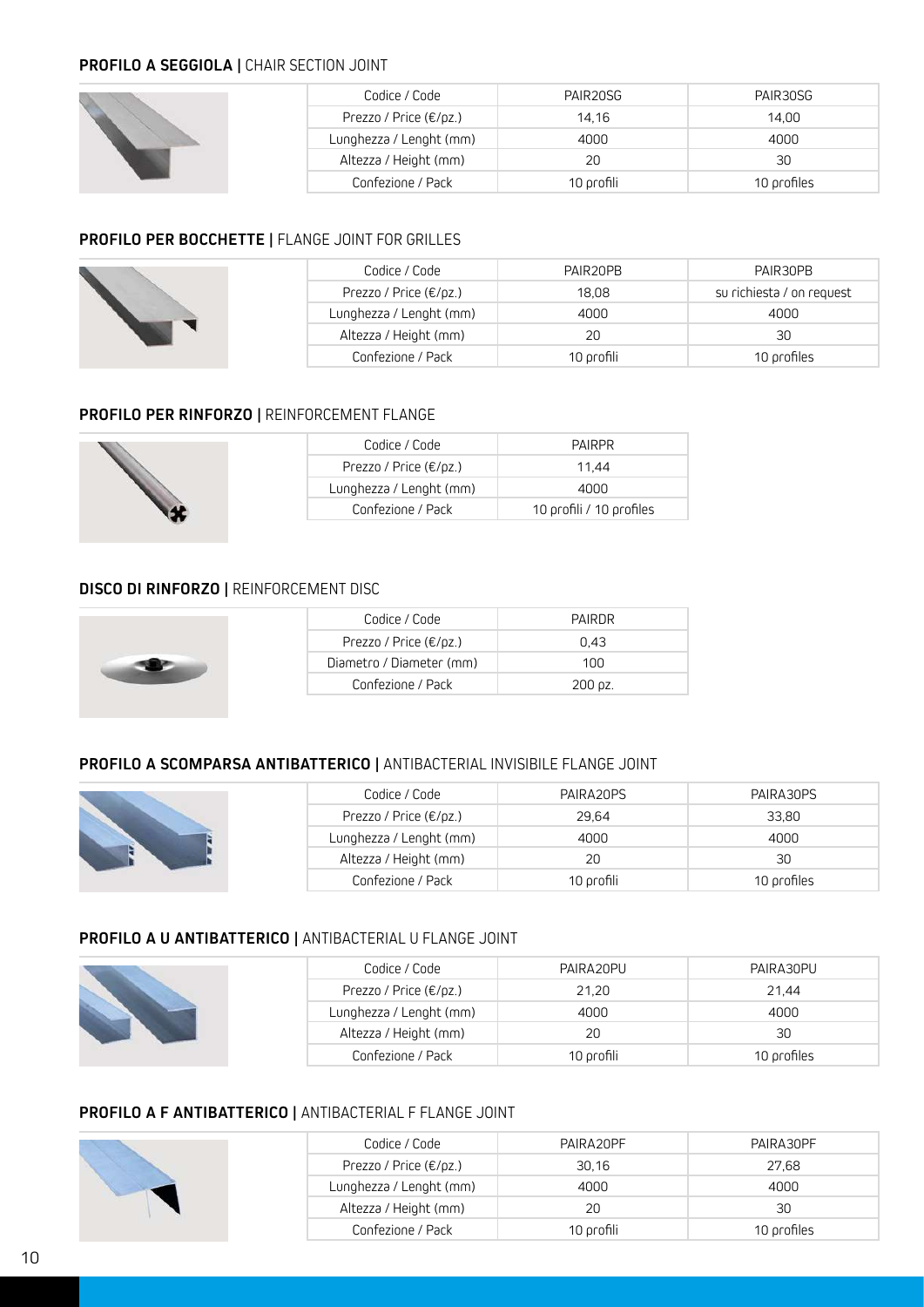## **PROFILO A SEGGIOLA |** CHAIR SECTION JOINT

| Codice / Code | PAIR20SG | PAIR30SG |
|---|---|---|
| Prezzo / Price (€/pz.) | 14,16 | 14,00 |
| Lunghezza / Lenght (mm) | 4000 | 4000 |
| Altezza / Height (mm) | 20 | 30 |
| Confezione / Pack | 10 profili | 10 profiles |

## **PROFILO PER BOCCHETTE |** FLANGE JOINT FOR GRILLES

| Codice / Code | PAIR20PB | PAIR30PB |
|---|---|---|
| Prezzo / Price (€/pz.) | 18,08 | su richiesta / on request |
| Lunghezza / Lenght (mm) | 4000 | 4000 |
| Altezza / Height (mm) | 20 | 30 |
| Confezione / Pack | 10 profili | 10 profiles |

## **PROFILO PER RINFORZO |** REINFORCEMENT FLANGE

| Codice / Code | PAIRPR |
|---|---|
| Prezzo / Price (€/pz.) | 11,44 |
| Lunghezza / Lenght (mm) | 4000 |
| Confezione / Pack | 10 profili / 10 profiles |

## **DISCO DI RINFORZO |** REINFORCEMENT DISC

| Codice / Code | PAIRDR |
|---|---|
| Prezzo / Price (€/pz.) | 0,43 |
| Diametro / Diameter (mm) | 100 |
| Confezione / Pack | 200 pz. |

## **PROFILO A SCOMPARSA ANTIBATTERICO |** ANTIBACTERIAL INVISIBILE FLANGE JOINT

| Codice / Code | PAIRA20PS | PAIRA30PS |
|---|---|---|
| Prezzo / Price (€/pz.) | 29,64 | 33,80 |
| Lunghezza / Lenght (mm) | 4000 | 4000 |
| Altezza / Height (mm) | 20 | 30 |
| Confezione / Pack | 10 profili | 10 profiles |

## **PROFILO A U ANTIBATTERICO |** ANTIBACTERIAL U FLANGE JOINT

| Codice / Code | PAIRA20PU | PAIRA30PU |
|---|---|---|
| Prezzo / Price (€/pz.) | 21,20 | 21,44 |
| Lunghezza / Lenght (mm) | 4000 | 4000 |
| Altezza / Height (mm) | 20 | 30 |
| Confezione / Pack | 10 profili | 10 profiles |

## **PROFILO A F ANTIBATTERICO |** ANTIBACTERIAL F FLANGE JOINT

| Codice / Code | PAIRA20PF | PAIRA30PF |
|---|---|---|
| Prezzo / Price (€/pz.) | 30,16 | 27,68 |
| Lunghezza / Lenght (mm) | 4000 | 4000 |
| Altezza / Height (mm) | 20 | 30 |
| Confezione / Pack | 10 profili | 10 profiles |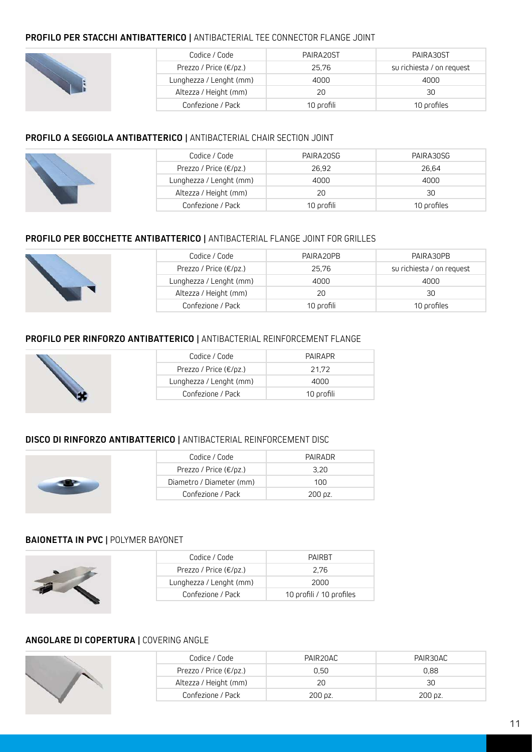### **PROFILO PER STACCHI ANTIBATTERICO |** ANTIBACTERIAL TEE CONNECTOR FLANGE JOINT

| Codice / Code | PAIRA20ST | PAIRA30ST |
|---|---|---|
| Prezzo / Price (€/pz.) | 25,76 | su richiesta / on request |
| Lunghezza / Lenght (mm) | 4000 | 4000 |
| Altezza / Height (mm) | 20 | 30 |
| Confezione / Pack | 10 profili | 10 profiles |

### **PROFILO A SEGGIOLA ANTIBATTERICO |** ANTIBACTERIAL CHAIR SECTION JOINT

| Codice / Code | PAIRA20SG | PAIRA30SG |
|---|---|---|
| Prezzo / Price (€/pz.) | 26,92 | 26,64 |
| Lunghezza / Lenght (mm) | 4000 | 4000 |
| Altezza / Height (mm) | 20 | 30 |
| Confezione / Pack | 10 profili | 10 profiles |

### **PROFILO PER BOCCHETTE ANTIBATTERICO |** ANTIBACTERIAL FLANGE JOINT FOR GRILLES

| Codice / Code | PAIRA20PB | PAIRA30PB |
|---|---|---|
| Prezzo / Price (€/pz.) | 25,76 | su richiesta / on request |
| Lunghezza / Lenght (mm) | 4000 | 4000 |
| Altezza / Height (mm) | 20 | 30 |
| Confezione / Pack | 10 profili | 10 profiles |

### **PROFILO PER RINFORZO ANTIBATTERICO |** ANTIBACTERIAL REINFORCEMENT FLANGE

| Codice / Code | PAIRAPR |
|---|---|
| Prezzo / Price (€/pz.) | 21,72 |
| Lunghezza / Lenght (mm) | 4000 |
| Confezione / Pack | 10 profili |

### **DISCO DI RINFORZO ANTIBATTERICO |** ANTIBACTERIAL REINFORCEMENT DISC

| Codice / Code | PAIRADR |
|---|---|
| Prezzo / Price (€/pz.) | 3,20 |
| Diametro / Diameter (mm) | 100 |
| Confezione / Pack | 200 pz. |

### **BAIONETTA IN PVC |** POLYMER BAYONET

| Codice / Code | PAIRBT |
|---|---|
| Prezzo / Price (€/pz.) | 2,76 |
| Lunghezza / Lenght (mm) | 2000 |
| Confezione / Pack | 10 profili / 10 profiles |

### **ANGOLARE DI COPERTURA |** COVERING ANGLE

| Codice / Code | PAIR20AC | PAIR30AC |
|---|---|---|
| Prezzo / Price (€/pz.) | 0,50 | 0,88 |
| Altezza / Height (mm) | 20 | 30 |
| Confezione / Pack | 200 pz. | 200 pz. |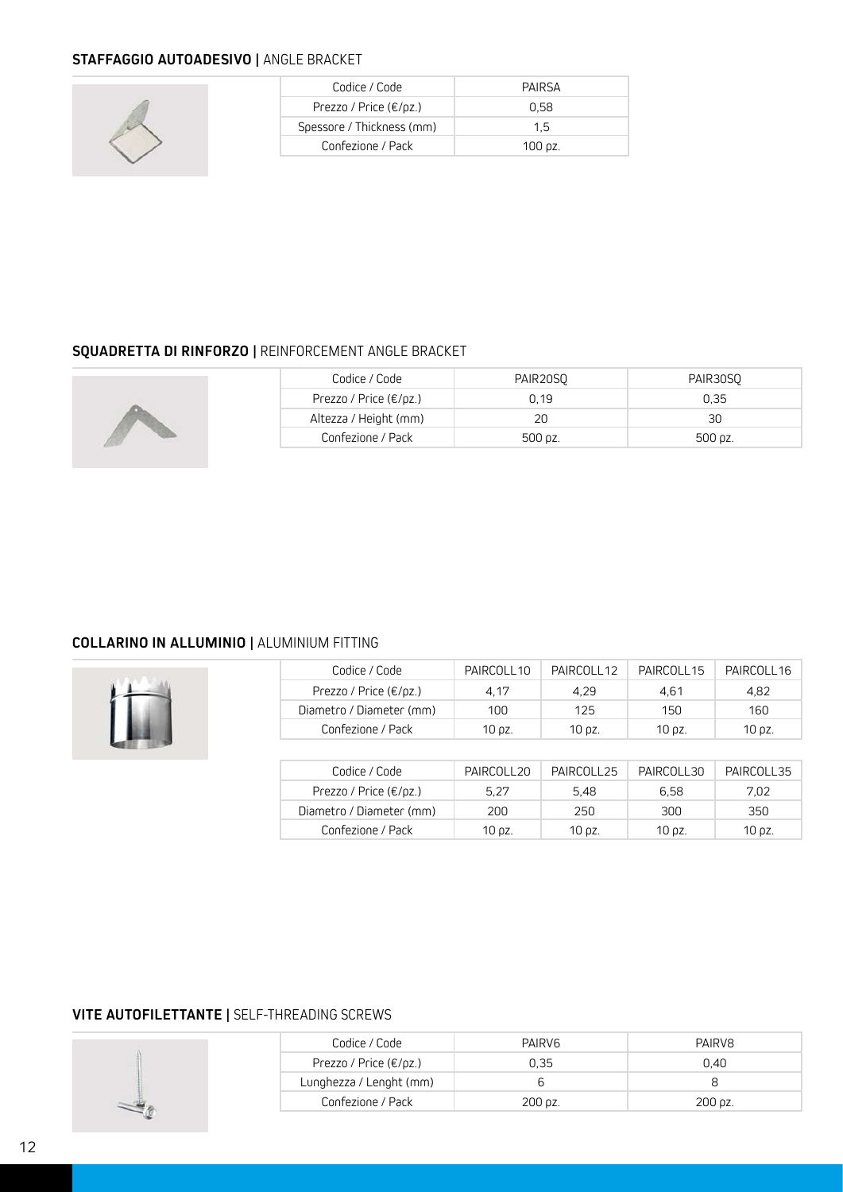## **STAFFAGGIO AUTOADESIVO |** ANGLE BRACKET

| Codice / Code | PAIRSA |
|---|---|
| Prezzo / Price (€/pz.) | 0,58 |
| Spessore / Thickness (mm) | 1,5 |
| Confezione / Pack | 100 pz. |

## **SQUADRETTA DI RINFORZO |** REINFORCEMENT ANGLE BRACKET

| Codice / Code | PAIR20SQ | PAIR30SQ |
|---|---|---|
| Prezzo / Price (€/pz.) | 0,19 | 0,35 |
| Altezza / Height (mm) | 20 | 30 |
| Confezione / Pack | 500 pz. | 500 pz. |

## **COLLARINO IN ALLUMINIO |** ALUMINIUM FITTING

| Codice / Code | PAIRCOLL10 | PAIRCOLL12 | PAIRCOLL15 | PAIRCOLL16 |
|---|---|---|---|---|
| Prezzo / Price (€/pz.) | 4,17 | 4,29 | 4,61 | 4,82 |
| Diametro / Diameter (mm) | 100 | 125 | 150 | 160 |
| Confezione / Pack | 10 pz. | 10 pz. | 10 pz. | 10 pz. |

| Codice / Code | PAIRCOLL20 | PAIRCOLL25 | PAIRCOLL30 | PAIRCOLL35 |
|---|---|---|---|---|
| Prezzo / Price (€/pz.) | 5,27 | 5,48 | 6,58 | 7,02 |
| Diametro / Diameter (mm) | 200 | 250 | 300 | 350 |
| Confezione / Pack | 10 pz. | 10 pz. | 10 pz. | 10 pz. |

## **VITE AUTOFILETTANTE |** SELF-THREADING SCREWS

| Codice / Code | PAIRV6 | PAIRV8 |
|---|---|---|
| Prezzo / Price (€/pz.) | 0,35 | 0,40 |
| Lunghezza / Lenght (mm) | 6 | 8 |
| Confezione / Pack | 200 pz. | 200 pz. |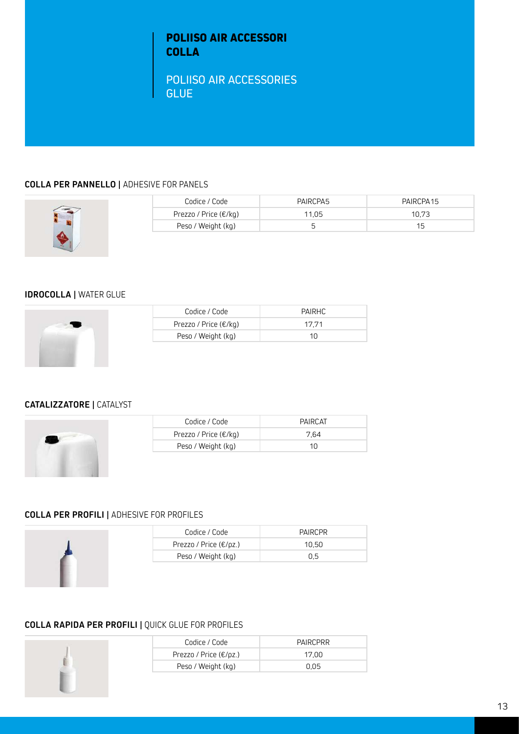# POLIISO AIR ACCESSORI COLLA

POLIISO AIR ACCESSORIES GLUE

### COLLA PER PANNELLO | ADHESIVE FOR PANELS

| Codice / Code | PAIRCPA5 | PAIRCPA15 |
|---|---|---|
| Prezzo / Price (€/kg) | 11,05 | 10,73 |
| Peso / Weight (kg) | 5 | 15 |

### IDROCOLLA | WATER GLUE

| Codice / Code | PAIRHC |
|---|---|
| Prezzo / Price (€/kg) | 17,71 |
| Peso / Weight (kg) | 10 |

### CATALIZZATORE | CATALYST

| Codice / Code | PAIRCAT |
|---|---|
| Prezzo / Price (€/kg) | 7,64 |
| Peso / Weight (kg) | 10 |

### COLLA PER PROFILI | ADHESIVE FOR PROFILES

| Codice / Code | PAIRCPR |
|---|---|
| Prezzo / Price (€/pz.) | 10,50 |
| Peso / Weight (kg) | 0,5 |

### COLLA RAPIDA PER PROFILI | QUICK GLUE FOR PROFILES

| Codice / Code | PAIRCPRR |
|---|---|
| Prezzo / Price (€/pz.) | 17,00 |
| Peso / Weight (kg) | 0,05 |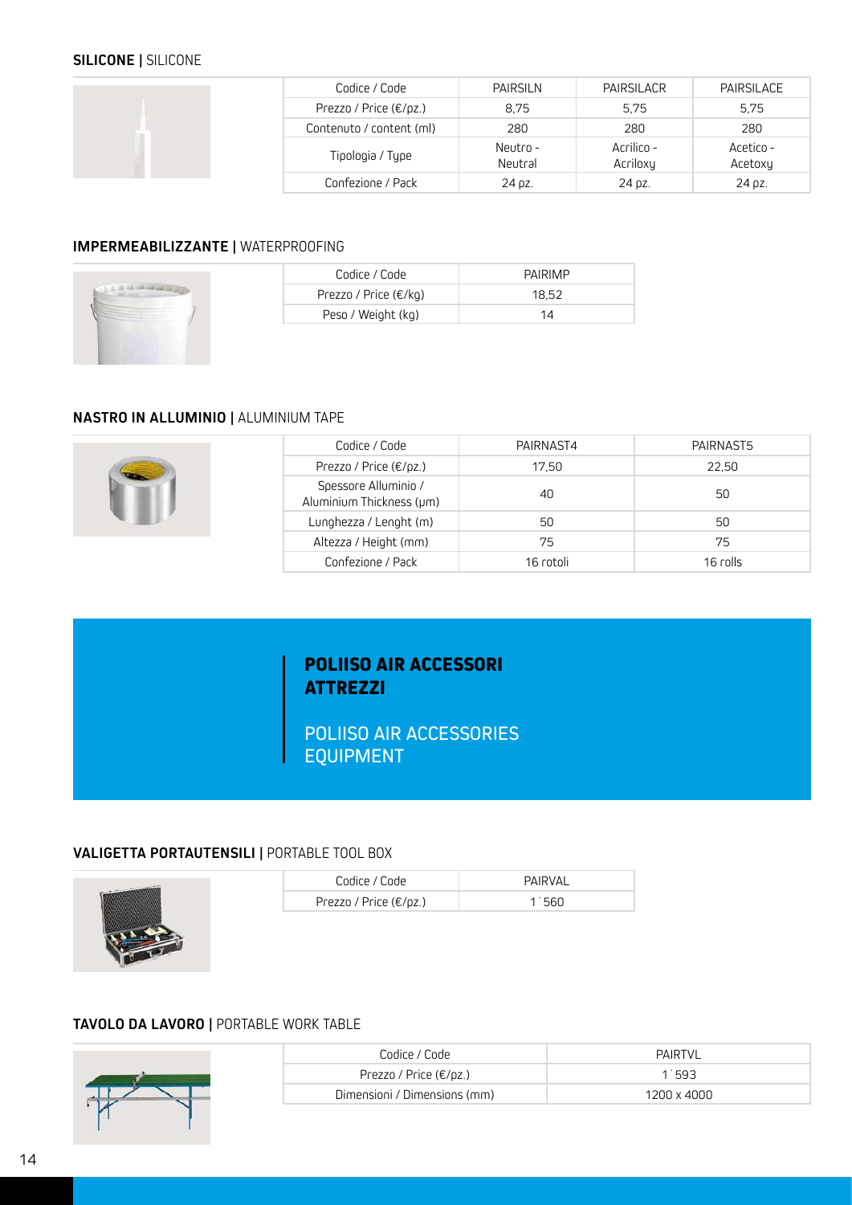## **SILICONE |** SILICONE

| Codice / Code | PAIRSILN | PAIRSILACR | PAIRSILACE |
|---|---|---|---|
| Prezzo / Price (€/pz.) | 8,75 | 5,75 | 5,75 |
| Contenuto / content (ml) | 280 | 280 | 280 |
| Tipologia / Type | Neutro - Neutral | Acrilico - Acriloxy | Acetico - Acetoxy |
| Confezione / Pack | 24 pz. | 24 pz. | 24 pz. |

## **IMPERMEABILIZZANTE |** WATERPROOFING

| Codice / Code | PAIRIMP |
|---|---|
| Prezzo / Price (€/kg) | 18,52 |
| Peso / Weight (kg) | 14 |

## **NASTRO IN ALLUMINIO |** ALUMINIUM TAPE

| Codice / Code | PAIRNAST4 | PAIRNAST5 |
|---|---|---|
| Prezzo / Price (€/pz.) | 17,50 | 22,50 |
| Spessore Alluminio / Aluminium Thickness (μm) | 40 | 50 |
| Lunghezza / Lenght (m) | 50 | 50 |
| Altezza / Height (mm) | 75 | 75 |
| Confezione / Pack | 16 rotoli | 16 rolls |

# **POLIISO AIR ACCESSORI ATTREZZI**

# POLIISO AIR ACCESSORIES EQUIPMENT

## **VALIGETTA PORTAUTENSILI |** PORTABLE TOOL BOX

| Codice / Code | PAIRVAL |
|---|---|
| Prezzo / Price (€/pz.) | 1˙560 |

## **TAVOLO DA LAVORO |** PORTABLE WORK TABLE

| Codice / Code | PAIRTVL |
|---|---|
| Prezzo / Price (€/pz.) | 1˙593 |
| Dimensioni / Dimensions (mm) | 1200 x 4000 |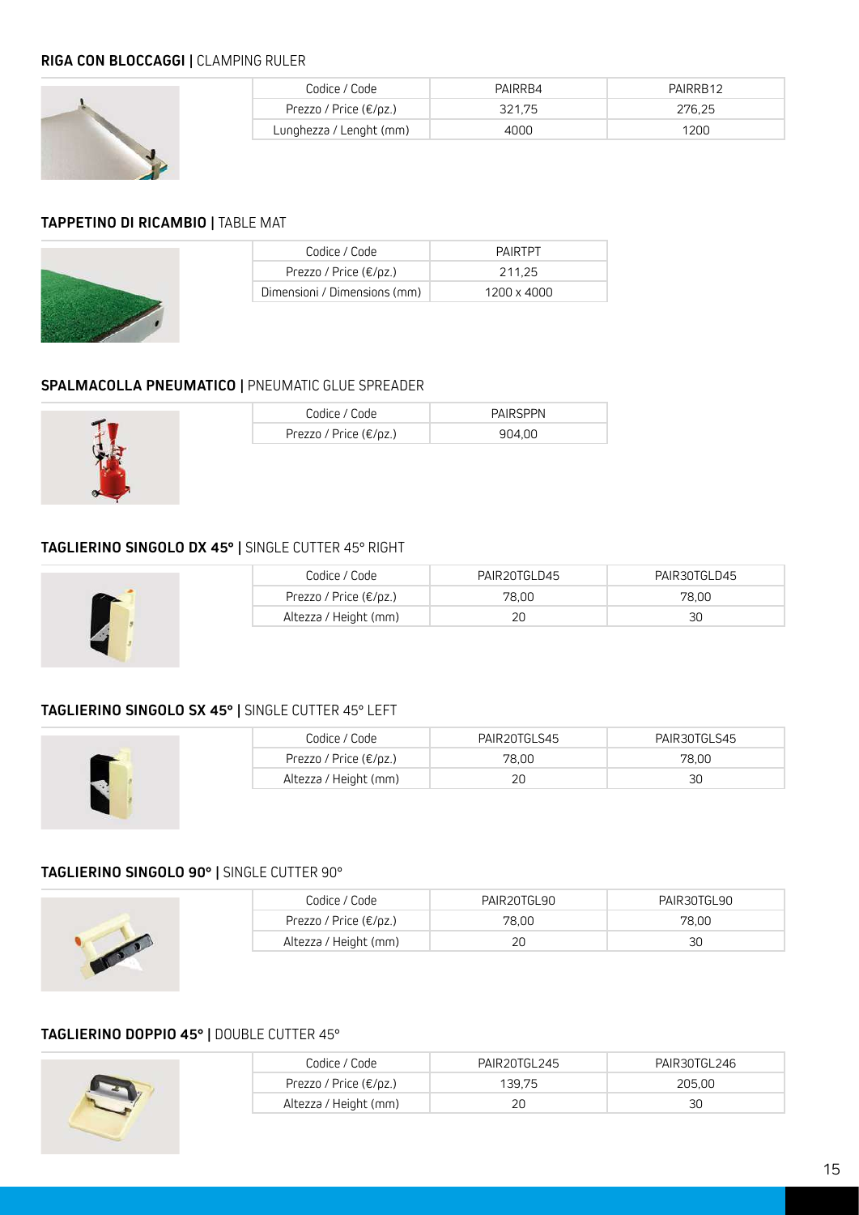### **RIGA CON BLOCCAGGI** | CLAMPING RULER

| Codice / Code | PAIRRB4 | PAIRRB12 |
|---|---|---|
| Prezzo / Price (€/pz.) | 321,75 | 276,25 |
| Lunghezza / Lenght (mm) | 4000 | 1200 |

### **TAPPETINO DI RICAMBIO** | TABLE MAT

| Codice / Code | PAIRTPT |
|---|---|
| Prezzo / Price (€/pz.) | 211,25 |
| Dimensioni / Dimensions (mm) | 1200 x 4000 |

### **SPALMACOLLA PNEUMATICO** | PNEUMATIC GLUE SPREADER

| Codice / Code | PAIRSPPN |
|---|---|
| Prezzo / Price (€/pz.) | 904,00 |

### **TAGLIERINO SINGOLO DX 45°** | SINGLE CUTTER 45° RIGHT

| Codice / Code | PAIR20TGLD45 | PAIR30TGLD45 |
|---|---|---|
| Prezzo / Price (€/pz.) | 78,00 | 78,00 |
| Altezza / Height (mm) | 20 | 30 |

### **TAGLIERINO SINGOLO SX 45°** | SINGLE CUTTER 45° LEFT

| Codice / Code | PAIR20TGLS45 | PAIR30TGLS45 |
|---|---|---|
| Prezzo / Price (€/pz.) | 78,00 | 78,00 |
| Altezza / Height (mm) | 20 | 30 |

### **TAGLIERINO SINGOLO 90°** | SINGLE CUTTER 90°

| Codice / Code | PAIR20TGL90 | PAIR30TGL90 |
|---|---|---|
| Prezzo / Price (€/pz.) | 78,00 | 78,00 |
| Altezza / Height (mm) | 20 | 30 |

### **TAGLIERINO DOPPIO 45°** | DOUBLE CUTTER 45°

| Codice / Code | PAIR20TGL245 | PAIR30TGL246 |
|---|---|---|
| Prezzo / Price (€/pz.) | 139,75 | 205,00 |
| Altezza / Height (mm) | 20 | 30 |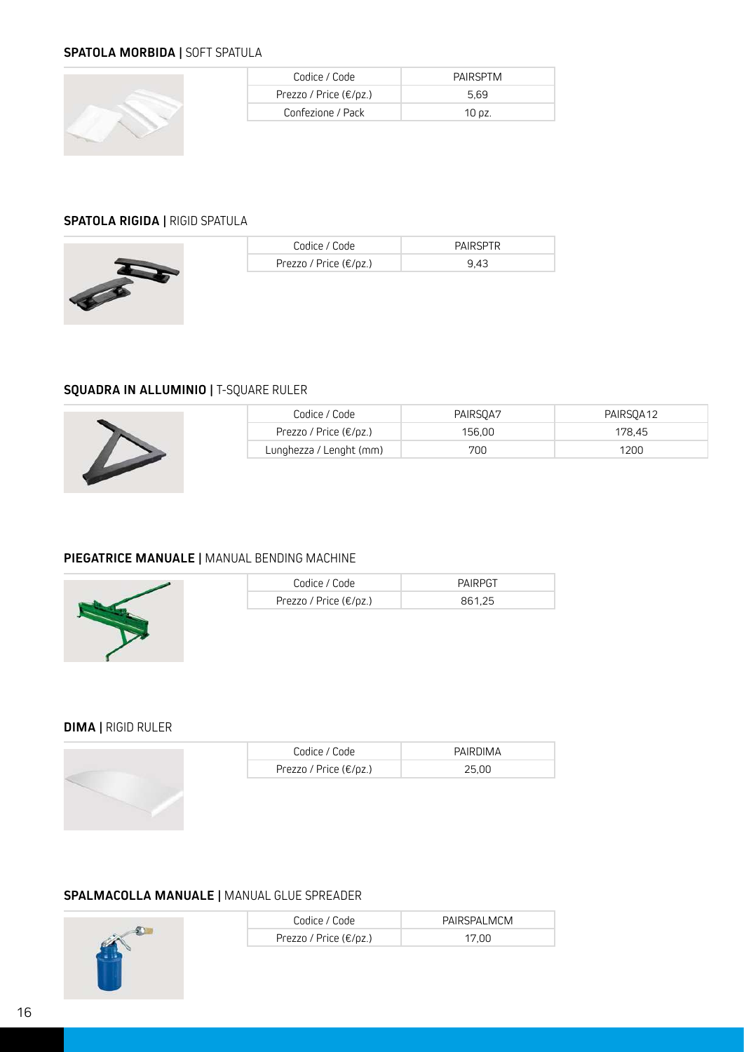### **SPATOLA MORBIDA |** SOFT SPATULA

| Codice / Code | PAIRSPTM |
|---|---|
| Prezzo / Price (€/pz.) | 5,69 |
| Confezione / Pack | 10 pz. |

### **SPATOLA RIGIDA |** RIGID SPATULA

| Codice / Code | PAIRSPTR |
|---|---|
| Prezzo / Price (€/pz.) | 9,43 |

### **SQUADRA IN ALLUMINIO |** T-SQUARE RULER

| Codice / Code | PAIRSQA7 | PAIRSQA12 |
|---|---|---|
| Prezzo / Price (€/pz.) | 156,00 | 178,45 |
| Lunghezza / Lenght (mm) | 700 | 1200 |

### **PIEGATRICE MANUALE |** MANUAL BENDING MACHINE

| Codice / Code | PAIRPGT |
|---|---|
| Prezzo / Price (€/pz.) | 861,25 |

### **DIMA |** RIGID RULER

| Codice / Code | PAIRDIMA |
|---|---|
| Prezzo / Price (€/pz.) | 25,00 |

### **SPALMACOLLA MANUALE |** MANUAL GLUE SPREADER

| Codice / Code | PAIRSPALMCM |
|---|---|
| Prezzo / Price (€/pz.) | 17,00 |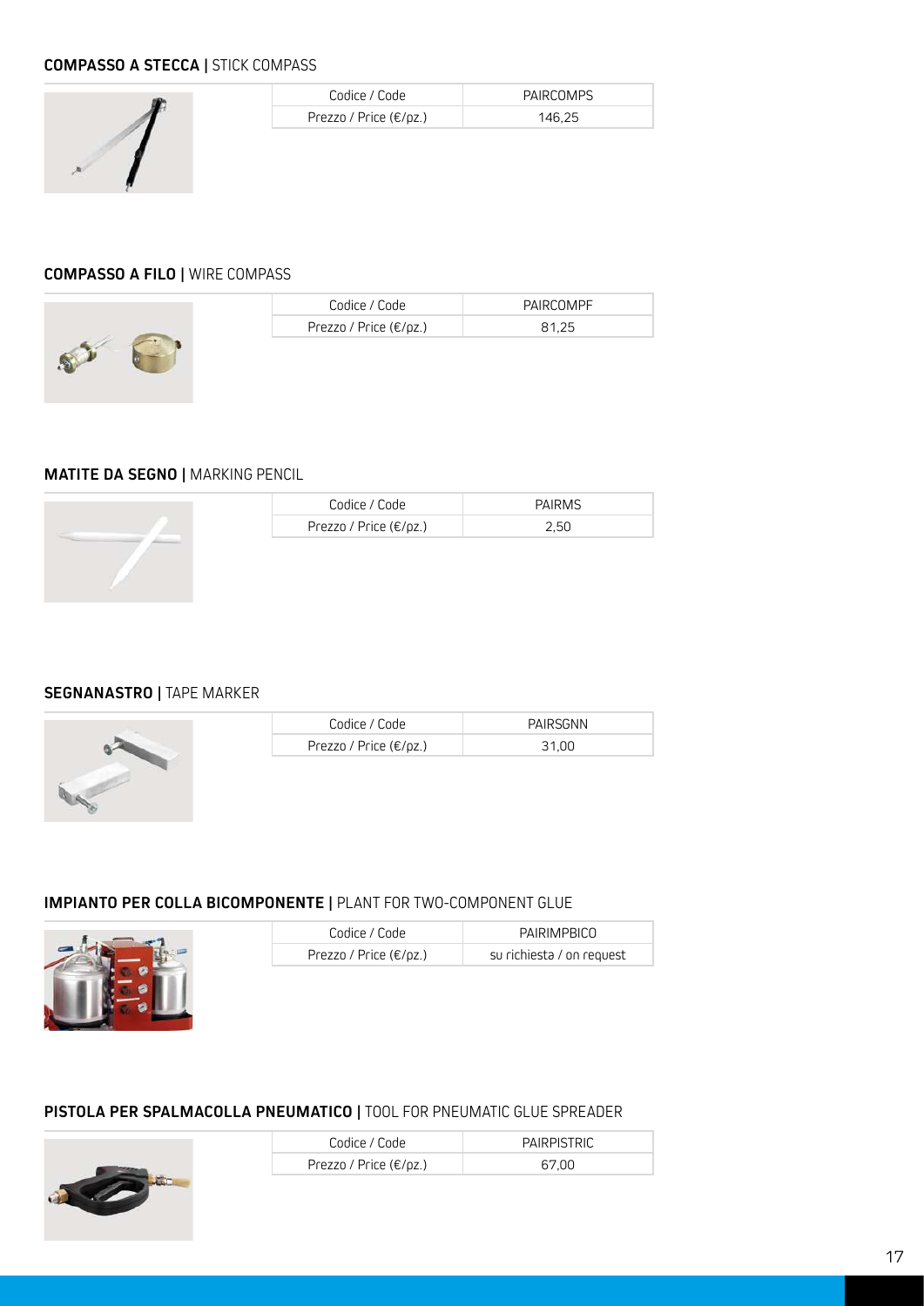## **COMPASSO A STECCA** | STICK COMPASS

| Codice / Code | PAIRCOMPS |
|---|---|
| Prezzo / Price (€/pz.) | 146,25 |

## **COMPASSO A FILO** | WIRE COMPASS

| Codice / Code | PAIRCOMPF |
|---|---|
| Prezzo / Price (€/pz.) | 81,25 |

## **MATITE DA SEGNO** | MARKING PENCIL

| Codice / Code | PAIRMS |
|---|---|
| Prezzo / Price (€/pz.) | 2,50 |

## **SEGNANASTRO** | TAPE MARKER

| Codice / Code | PAIRSGNN |
|---|---|
| Prezzo / Price (€/pz.) | 31,00 |

## **IMPIANTO PER COLLA BICOMPONENTE** | PLANT FOR TWO-COMPONENT GLUE

| Codice / Code | PAIRIMPBICO |
|---|---|
| Prezzo / Price (€/pz.) | su richiesta / on request |

## **PISTOLA PER SPALMACOLLA PNEUMATICO** | TOOL FOR PNEUMATIC GLUE SPREADER

| Codice / Code | PAIRPISTRIC |
|---|---|
| Prezzo / Price (€/pz.) | 67,00 |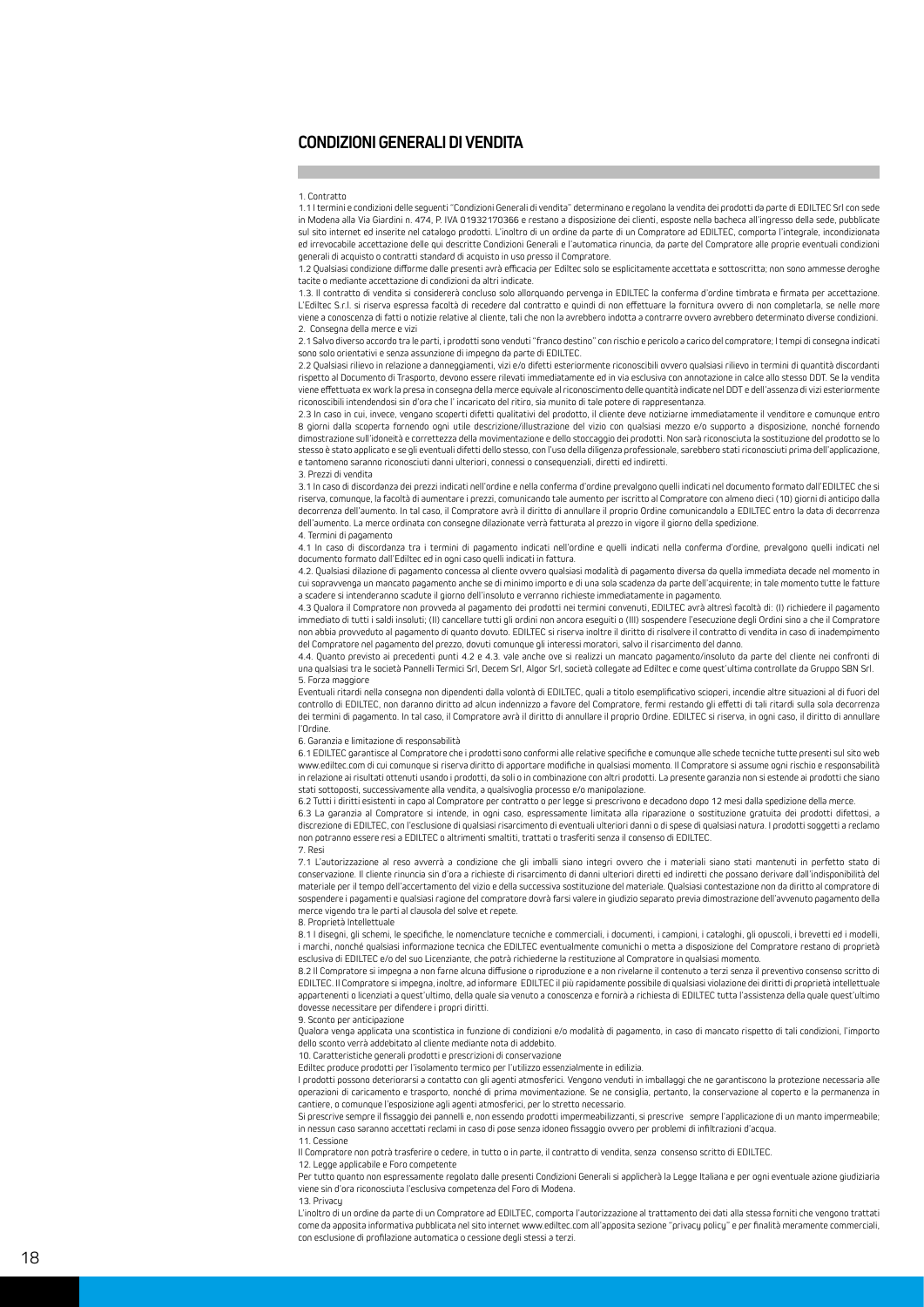# CONDIZIONI GENERALI DI VENDITA

1. Contratto

1.1 I termini e condizioni delle seguenti "Condizioni Generali di vendita" determinano e regolano la vendita dei prodotti da parte di EDILTEC Srl con sede in Modena alla Via Giardini n. 474, P. IVA 01932170366 e restano a disposizione dei clienti, esposte nella bacheca all'ingresso della sede, pubblicate sul sito internet ed inserite nel catalogo prodotti. L'inoltro di un ordine da parte di un Compratore ad EDILTEC, comporta l'integrale, incondizionata ed irrevocabile accettazione delle qui descritte Condizioni Generali e l'automatica rinuncia, da parte del Compratore alle proprie eventuali condizioni generali di acquisto o contratti standard di acquisto in uso presso il Compratore.

1.2 Qualsiasi condizione difforme dalle presenti avrà efficacia per Ediltec solo se esplicitamente accettata e sottoscritta; non sono ammesse deroghe tacite o mediante accettazione di condizioni da altri indicate.

1.3. Il contratto di vendita si considererà concluso solo allorquando pervenga in EDILTEC la conferma d'ordine timbrata e firmata per accettazione. L'Ediltec S.r.l. si riserva espressa facoltà di recedere dal contratto e quindi di non effettuare la fornitura ovvero di non completarla, se nelle more viene a conoscenza di fatti o notizie relative al cliente, tali che non la avrebbero indotta a contrarre ovvero avrebbero determinato diverse condizioni.

2. Consegna della merce e vizi

2.1 Salvo diverso accordo tra le parti, i prodotti sono venduti "franco destino" con rischio e pericolo a carico del compratore; I tempi di consegna indicati sono solo orientativi e senza assunzione di impegno da parte di EDILTEC.

2.2 Qualsiasi rilievo in relazione a danneggiamenti, vizi e/o difetti esteriormente riconoscibili ovvero qualsiasi rilievo in termini di quantità discordanti rispetto al Documento di Trasporto, devono essere rilevati immediatamente ed in via esclusiva con annotazione in calce allo stesso DDT. Se la vendita viene effettuata ex work la presa in consegna della merce equivale al riconoscimento delle quantità indicate nel DDT e dell'assenza di vizi esteriormente riconoscibili intendendosi sin d'ora che l' incaricato del ritiro, sia munito di tale potere di rappresentanza.

2.3 In caso in cui, invece, vengano scoperti difetti qualitativi del prodotto, il cliente deve notiziarne immediatamente il venditore e comunque entro 8 giorni dalla scoperta fornendo ogni utile descrizione/illustrazione del vizio con qualsiasi mezzo e/o supporto a disposizione, nonché fornendo dimostrazione sull'idoneità e correttezza della movimentazione e dello stoccaggio dei prodotti. Non sarà riconosciuta la sostituzione del prodotto se lo stesso è stato applicato e se gli eventuali difetti dello stesso, con l'uso della diligenza professionale, sarebbero stati riconosciuti prima dell'applicazione, e tantomeno saranno riconosciuti danni ulteriori, connessi o consequenziali, diretti ed indiretti.

3. Prezzi di vendita

3.1 In caso di discordanza dei prezzi indicati nell'ordine e nella conferma d'ordine prevalgono quelli indicati nel documento formato dall'EDILTEC che si riserva, comunque, la facoltà di aumentare i prezzi, comunicando tale aumento per iscritto al Compratore con almeno dieci (10) giorni di anticipo dalla decorrenza dell'aumento. In tal caso, il Compratore avrà il diritto di annullare il proprio Ordine comunicandolo a EDILTEC entro la data di decorrenza dell'aumento. La merce ordinata con consegne dilazionate verrà fatturata al prezzo in vigore il giorno della spedizione.

4. Termini di pagamento

4.1 In caso di discordanza tra i termini di pagamento indicati nell'ordine e quelli indicati nella conferma d'ordine, prevalgono quelli indicati nel documento formato dall'Ediltec ed in ogni caso quelli indicati in fattura.

4.2. Qualsiasi dilazione di pagamento concessa al cliente ovvero qualsiasi modalità di pagamento diversa da quella immediata decade nel momento in cui sopravvenga un mancato pagamento anche se di minimo importo e di una sola scadenza da parte dell'acquirente; in tale momento tutte le fatture a scadere si intenderanno scadute il giorno dell'insoluto e verranno richieste immediatamente in pagamento.

4.3 Qualora il Compratore non provveda al pagamento dei prodotti nei termini convenuti, EDILTEC avrà altresì facoltà di: (I) richiedere il pagamento immediato di tutti i saldi insoluti; (II) cancellare tutti gli ordini non ancora eseguiti o (III) sospendere l'esecuzione degli Ordini sino a che il Compratore non abbia provveduto al pagamento di quanto dovuto. EDILTEC si riserva inoltre il diritto di risolvere il contratto di vendita in caso di inadempimento del Compratore nel pagamento del prezzo, dovuti comunque gli interessi moratori, salvo il risarcimento del danno.

4.4. Quanto previsto ai precedenti punti 4.2 e 4.3. vale anche ove si realizzi un mancato pagamento/insoluto da parte del cliente nei confronti di una qualsiasi tra le società Pannelli Termici Srl, Decem Srl, Algor Srl, società collegate ad Ediltec e come quest'ultima controllate da Gruppo SBN Srl.

5. Forza maggiore

Eventuali ritardi nella consegna non dipendenti dalla volontà di EDILTEC, quali a titolo esemplificativo scioperi, incendie altre situazioni al di fuori del controllo di EDILTEC, non daranno diritto ad alcun indennizzo a favore del Compratore, fermi restando gli effetti di tali ritardi sulla sola decorrenza dei termini di pagamento. In tal caso, il Compratore avrà il diritto di annullare il proprio Ordine. EDILTEC si riserva, in ogni caso, il diritto di annullare l'Ordine.

6. Garanzia e limitazione di responsabilità

6.1 EDILTEC garantisce al Compratore che i prodotti sono conformi alle relative specifiche e comunque alle schede tecniche tutte presenti sul sito web www.ediltec.com di cui comunque si riserva diritto di apportare modifiche in qualsiasi momento. Il Compratore si assume ogni rischio e responsabilità in relazione ai risultati ottenuti usando i prodotti, da soli o in combinazione con altri prodotti. La presente garanzia non si estende ai prodotti che siano stati sottoposti, successivamente alla vendita, a qualsivoglia processo e/o manipolazione.

6.2 Tutti i diritti esistenti in capo al Compratore per contratto o per legge si prescrivono e decadono dopo 12 mesi dalla spedizione della merce.

6.3 La garanzia al Compratore si intende, in ogni caso, espressamente limitata alla riparazione o sostituzione gratuita dei prodotti difettosi, a discrezione di EDILTEC, con l'esclusione di qualsiasi risarcimento di eventuali ulteriori danni o di spese di qualsiasi natura. I prodotti soggetti a reclamo non potranno essere resi a EDILTEC o altrimenti smaltiti, trattati o trasferiti senza il consenso di EDILTEC.

7. Resi

7.1 L'autorizzazione al reso avverrà a condizione che gli imballi siano integri ovvero che i materiali siano stati mantenuti in perfetto stato di conservazione. Il cliente rinuncia sin d'ora a richieste di risarcimento di danni ulteriori diretti ed indiretti che possano derivare dall'indisponibilità del materiale per il tempo dell'accertamento del vizio e della successiva sostituzione del materiale. Qualsiasi contestazione non da diritto al compratore di sospendere i pagamenti e qualsiasi ragione del compratore dovrà farsi valere in giudizio separato previa dimostrazione dell'avvenuto pagamento della merce vigendo tra le parti al clausola del solve et repete.

8. Proprietà Intellettuale

8.1 I disegni, gli schemi, le specifiche, le nomenclature tecniche e commerciali, i documenti, i campioni, i cataloghi, gli opuscoli, i brevetti ed i modelli, i marchi, nonché qualsiasi informazione tecnica che EDILTEC eventualmente comunichi o metta a disposizione del Compratore restano di proprietà esclusiva di EDILTEC e/o del suo Licenziante, che potrà richiederne la restituzione al Compratore in qualsiasi momento.

8.2 Il Compratore si impegna a non farne alcuna diffusione o riproduzione e a non rivelarne il contenuto a terzi senza il preventivo consenso scritto di EDILTEC. Il Compratore si impegna, inoltre, ad informare EDILTEC il più rapidamente possibile di qualsiasi violazione dei diritti di proprietà intellettuale appartenenti o licenziati a quest'ultimo, della quale sia venuto a conoscenza e fornirà a richiesta di EDILTEC tutta l'assistenza della quale quest'ultimo dovesse necessitare per difendere i propri diritti.

9. Sconto per anticipazione

Qualora venga applicata una scontistica in funzione di condizioni e/o modalità di pagamento, in caso di mancato rispetto di tali condizioni, l'importo dello sconto verrà addebitato al cliente mediante nota di addebito.

10. Caratteristiche generali prodotti e prescrizioni di conservazione

Ediltec produce prodotti per l'isolamento termico per l'utilizzo essenzialmente in edilizia.

I prodotti possono deteriorarsi a contatto con gli agenti atmosferici. Vengono venduti in imballaggi che ne garantiscono la protezione necessaria alle operazioni di caricamento e trasporto, nonché di prima movimentazione. Se ne consiglia, pertanto, la conservazione al coperto e la permanenza in cantiere, o comunque l'esposizione agli agenti atmosferici, per lo stretto necessario.

Si prescrive sempre il fissaggio dei pannelli e, non essendo prodotti impermeabilizzanti, si prescrive sempre l'applicazione di un manto impermeabile; in nessun caso saranno accettati reclami in caso di pose senza idoneo fissaggio ovvero per problemi di infiltrazioni d'acqua.

11. Cessione

Il Compratore non potrà trasferire o cedere, in tutto o in parte, il contratto di vendita, senza consenso scritto di EDILTEC.

12. Legge applicabile e Foro competente

Per tutto quanto non espressamente regolato dalle presenti Condizioni Generali si applicherà la Legge Italiana e per ogni eventuale azione giudiziaria viene sin d'ora riconosciuta l'esclusiva competenza del Foro di Modena.

13. Privacy

L'inoltro di un ordine da parte di un Compratore ad EDILTEC, comporta l'autorizzazione al trattamento dei dati alla stessa forniti che vengono trattati come da apposita informativa pubblicata nel sito internet www.ediltec.com all'apposita sezione "privacy policy" e per finalità meramente commerciali, con esclusione di profilazione automatica o cessione degli stessi a terzi.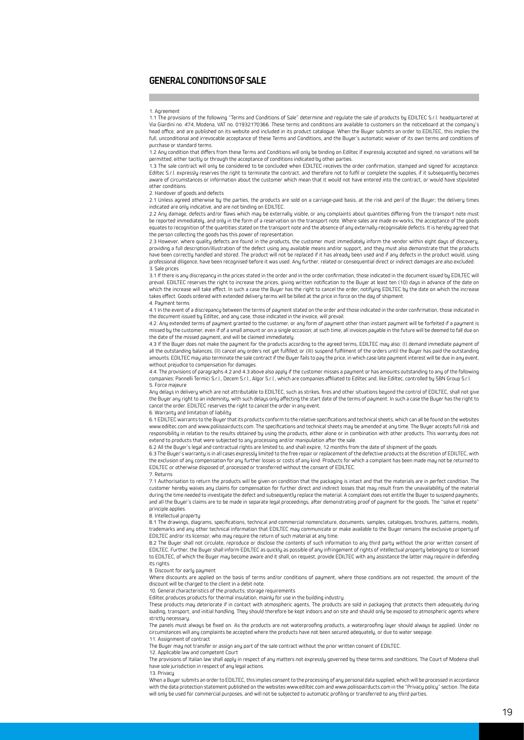# GENERAL CONDITIONS OF SALE

1. Agreement

1.1 The provisions of the following "Terms and Conditions of Sale" determine and regulate the sale of products by EDILTEC S.r.l. headquartered at Via Giardini no. 474, Modena, VAT no. 01932170366. These terms and conditions are available to customers on the noticeboard at the company's head office, and are published on its website and included in its product catalogue. When the Buyer submits an order to EDILTEC, this implies the full, unconditional and irrevocable acceptance of these Terms and Conditions, and the Buyer's automatic waiver of its own terms and conditions of purchase or standard terms.

1.2 Any condition that differs from these Terms and Conditions will only be binding on Ediltec if expressly accepted and signed; no variations will be permitted, either tacitly or through the acceptance of conditions indicated by other parties.

1.3 The sale contract will only be considered to be concluded when EDILTEC receives the order confirmation, stamped and signed for acceptance. Ediltec S.r.l. expressly reserves the right to terminate the contract, and therefore not to fulfil or complete the supplies, if it subsequently becomes aware of circumstances or information about the customer which mean that it would not have entered into the contract, or would have stipulated other conditions.

2. Handover of goods and defects

2.1 Unless agreed otherwise by the parties, the products are sold on a carriage-paid basis, at the risk and peril of the Buyer; the delivery times indicated are only indicative, and are not binding on EDILTEC.

2.2 Any damage, defects and/or flaws which may be externally visible, or any complaints about quantities differing from the transport note must be reported immediately, and only in the form of a reservation on the transport note. Where sales are made ex-works, the acceptance of the goods equates to recognition of the quantities stated on the transport note and the absence of any externally-recognisable defects. It is hereby agreed that the person collecting the goods has this power of representation.

2.3 However, where quality defects are found in the products, the customer must immediately inform the vendor within eight days of discovery, providing a full description/illustration of the defect using any available means and/or support, and they must also demonstrate that the products have been correctly handled and stored. The product will not be replaced if it has already been used and if any defects in the product would, using professional diligence, have been recognised before it was used. Any further, related or consequential direct or indirect damages are also excluded.

3. Sale prices

3.1 If there is any discrepancy in the prices stated in the order and in the order confirmation, those indicated in the document issued by EDILTEC will prevail. EDILTEC reserves the right to increase the prices, giving written notification to the Buyer at least ten (10) days in advance of the date on which the increase will take effect. In such a case the Buyer has the right to cancel the order, notifying EDILTEC by the date on which the increase takes effect. Goods ordered with extended delivery terms will be billed at the price in force on the day of shipment.

4. Payment terms

4.1 In the event of a discrepancy between the terms of payment stated on the order and those indicated in the order confirmation, those indicated in the document issued by Ediltec, and any case, those indicated in the invoice, will prevail.

4.2. Any extended terms of payment granted to the customer, or any form of payment other than instant payment will be forfeited if a payment is missed by the customer, even if of a small amount or on a single occasion; at such time, all invoices payable in the future will be deemed to fall due on the date of the missed payment, and will be claimed immediately.

4.3 If the Buyer does not make the payment for the products according to the agreed terms, EDILTEC may also: (I) demand immediate payment of all the outstanding balances; (II) cancel any orders not yet fulfilled; or (III) suspend fulfilment of the orders until the Buyer has paid the outstanding amounts. EDILTEC may also terminate the sale contract if the Buyer fails to pay the price, in which case late payment interest will be due in any event, without prejudice to compensation for damages.

4.4. The provisions of paragraphs 4.2 and 4.3 above also apply if the customer misses a payment or has amounts outstanding to any of the following companies: Pannelli Termici S.r.l., Decem S.r.l., Algor S.r.l., which are companies affiliated to Ediltec and, like Ediltec, controlled by SBN Group S.r.l.

5. Force majeure

Any delays in delivery which are not attributable to EDILTEC, such as strikes, fires and other situations beyond the control of EDILTEC, shall not give the Buyer any right to an indemnity, with such delays only affecting the start date of the terms of payment. In such a case the Buyer has the right to cancel the order. EDILTEC reserves the right to cancel the order in any event.

6. Warranty and limitation of liability

6.1 EDILTEC warrants to the Buyer that its products conform to the relative specifications and technical sheets, which can all be found on the websites www.ediltec.com and www.poliisoairducts.com. The specifications and technical sheets may be amended at any time. The Buyer accepts full risk and responsibility in relation to the results obtained by using the products, either alone or in combination with other products. This warranty does not extend to products that were subjected to any processing and/or manipulation after the sale.

6.2 All the Buyer's legal and contractual rights are limited to, and shall expire, 12 months from the date of shipment of the goods.

6.3 The Buyer's warranty is in all cases expressly limited to the free repair or replacement of the defective products at the discretion of EDILTEC, with the exclusion of any compensation for any further losses or costs of any kind. Products for which a complaint has been made may not be returned to EDILTEC or otherwise disposed of, processed or transferred without the consent of EDILTEC.

7. Returns

7.1 Authorisation to return the products will be given on condition that the packaging is intact and that the materials are in perfect condition. The customer hereby waives any claims for compensation for further direct and indirect losses that may result from the unavailability of the material during the time needed to investigate the defect and subsequently replace the material. A complaint does not entitle the Buyer to suspend payments, and all the Buyer's claims are to be made in separate legal proceedings, after demonstrating proof of payment for the goods. The "solve et repete" principle applies.

8. Intellectual property

8.1 The drawings, diagrams, specifications, technical and commercial nomenclature, documents, samples, catalogues, brochures, patterns, models, trademarks and any other technical information that EDILTEC may communicate or make available to the Buyer remains the exclusive property of EDILTEC and/or its licensor, who may require the return of such material at any time.

8.2 The Buyer shall not circulate, reproduce or disclose the contents of such information to any third party without the prior written consent of EDILTEC. Further, the Buyer shall inform EDILTEC as quickly as possible of any infringement of rights of intellectual property belonging to or licensed to EDILTEC, of which the Buyer may become aware and it shall, on request, provide EDILTEC with any assistance the latter may require in defending its rights.

9. Discount for early payment

Where discounts are applied on the basis of terms and/or conditions of payment, where those conditions are not respected, the amount of the discount will be charged to the client in a debit note.

10. General characteristics of the products; storage requirements

Ediltec produces products for thermal insulation, mainly for use in the building industry.

These products may deteriorate if in contact with atmospheric agents. The products are sold in packaging that protects them adequately during loading, transport, and initial handling. They should therefore be kept indoors and on site and should only be exposed to atmospheric agents where strictly necessary.

The panels must always be fixed on. As the products are not waterproofing products, a waterproofing layer should always be applied. Under no circumstances will any complaints be accepted where the products have not been secured adequately, or due to water seepage.

11. Assignment of contract

The Buyer may not transfer or assign any part of the sale contract without the prior written consent of EDILTEC.

12. Applicable law and competent Court

The provisions of Italian law shall apply in respect of any matters not expressly governed by these terms and conditions. The Court of Modena shall have sole jurisdiction in respect of any legal actions.

13. Privacy

When a Buyer submits an order to EDILTEC, this implies consent to the processing of any personal data supplied, which will be processed in accordance with the data protection statement published on the websites www.ediltec.com and www.poliisoairducts.com in the "Privacy policy" section. The data will only be used for commercial purposes, and will not be subjected to automatic profiling or transferred to any third parties.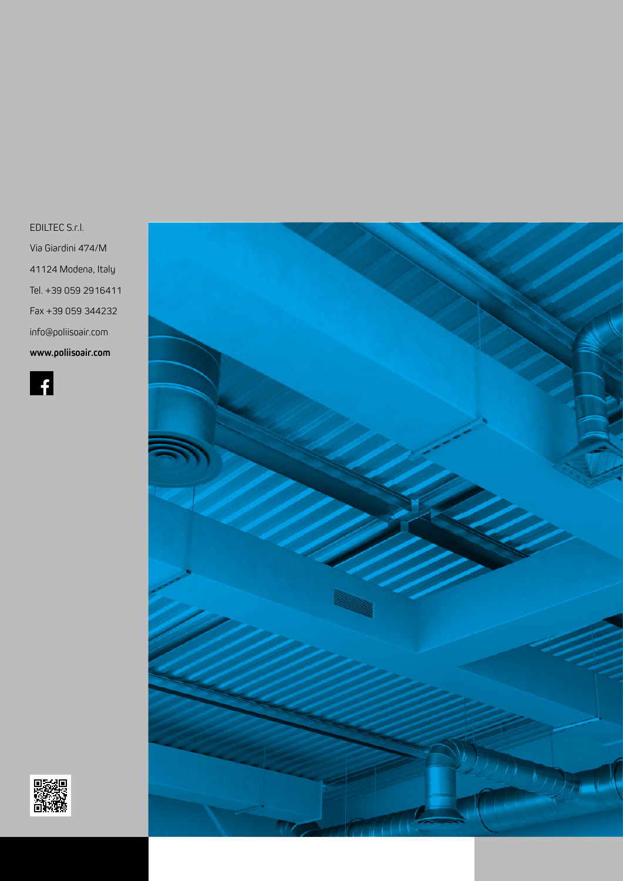EDILTEC S.r.l.

Via Giardini 474/M

41124 Modena, Italy

Tel. +39 059 2916411

Fax +39 059 344232

info@poliisoair.com

**www.poliisoair.com**